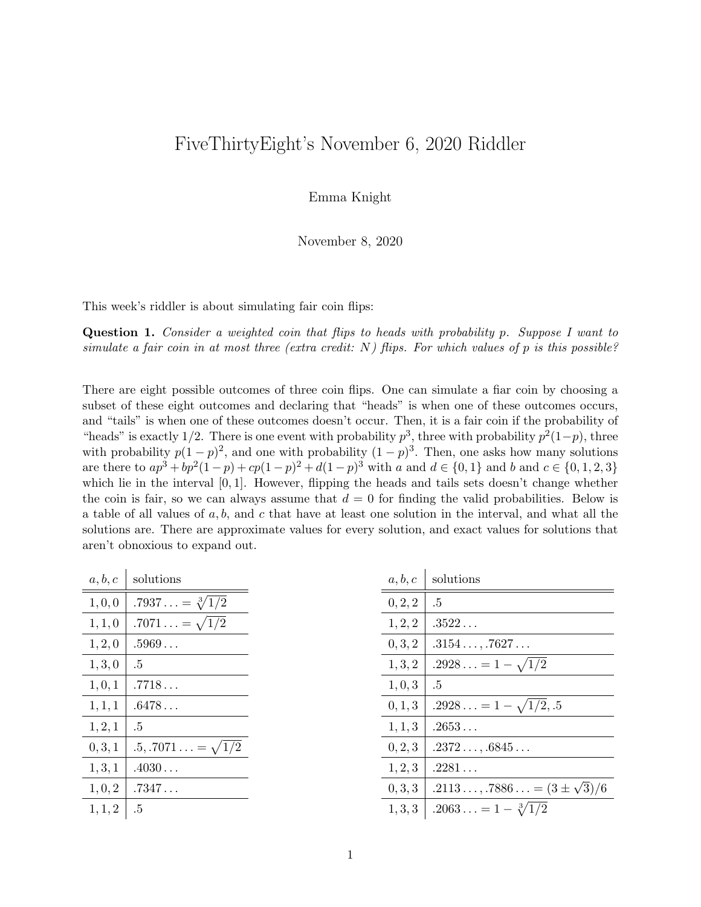# FiveThirtyEight's November 6, 2020 Riddler

Emma Knight

November 8, 2020

This week's riddler is about simulating fair coin flips:

**Question 1.** *Consider a weighted coin that flips to heads with probability $p$. Suppose I want to simulate a fair coin in at most three (extra credit: $N$) flips. For which values of $p$ is this possible?*

There are eight possible outcomes of three coin flips. One can simulate a fiar coin by choosing a subset of these eight outcomes and declaring that "heads" is when one of these outcomes occurs, and "tails" is when one of these outcomes doesn't occur. Then, it is a fair coin if the probability of "heads" is exactly $1/2$. There is one event with probability $p^3$, three with probability $p^2(1-p)$, three with probability $p(1-p)^2$, and one with probability $(1-p)^3$. Then, one asks how many solutions are there to $ap^3 + bp^2(1-p) + cp(1-p)^2 + d(1-p)^3$ with $a$ and $d \in \{0, 1\}$ and $b$ and $c \in \{0, 1, 2, 3\}$ which lie in the interval $[0, 1]$. However, flipping the heads and tails sets doesn't change whether the coin is fair, so we can always assume that $d = 0$ for finding the valid probabilities. Below is a table of all values of $a, b,$ and $c$ that have at least one solution in the interval, and what all the solutions are. There are approximate values for every solution, and exact values for solutions that aren't obnoxious to expand out.

| $a, b, c$ | solutions |
|---|---|
| $1, 0, 0$ | $.7937\ldots = \sqrt[3]{1/2}$ |
| $1, 1, 0$ | $.7071\ldots = \sqrt{1/2}$ |
| $1, 2, 0$ | $.5969\ldots$ |
| $1, 3, 0$ | $.5$ |
| $1, 0, 1$ | $.7718\ldots$ |
| $1, 1, 1$ | $.6478\ldots$ |
| $1, 2, 1$ | $.5$ |
| $0, 3, 1$ | $.5, .7071\ldots = \sqrt{1/2}$ |
| $1, 3, 1$ | $.4030\ldots$ |
| $1, 0, 2$ | $.7347\ldots$ |
| $1, 1, 2$ | $.5$ |

| $a, b, c$ | solutions |
|---|---|
| $0, 2, 2$ | $.5$ |
| $1, 2, 2$ | $.3522\ldots$ |
| $0, 3, 2$ | $.3154\ldots, .7627\ldots$ |
| $1, 3, 2$ | $.2928\ldots = 1 - \sqrt{1/2}$ |
| $1, 0, 3$ | $.5$ |
| $0, 1, 3$ | $.2928\ldots = 1 - \sqrt{1/2}, .5$ |
| $1, 1, 3$ | $.2653\ldots$ |
| $0, 2, 3$ | $.2372\ldots, .6845\ldots$ |
| $1, 2, 3$ | $.2281\ldots$ |
| $0, 3, 3$ | $.2113\ldots, .7886\ldots = (3 \pm \sqrt{3})/6$ |
| $1, 3, 3$ | $.2063\ldots = 1 - \sqrt[3]{1/2}$ |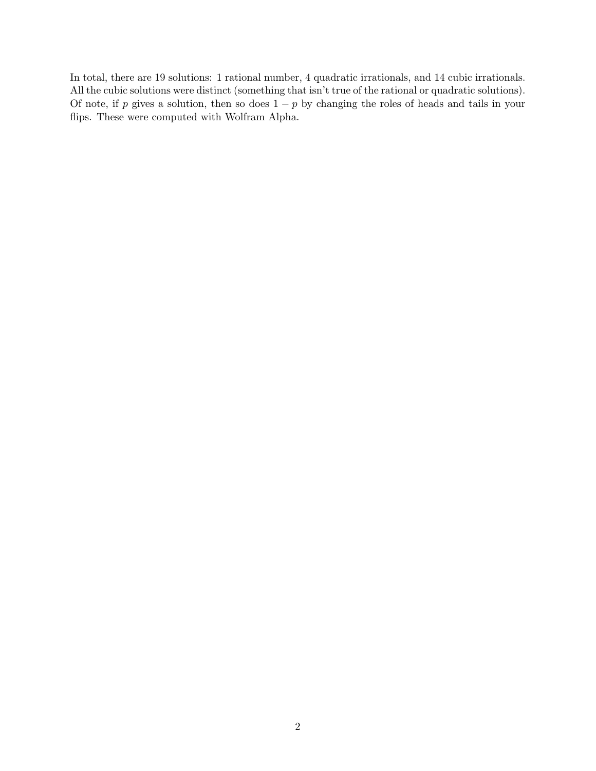In total, there are 19 solutions: 1 rational number, 4 quadratic irrationals, and 14 cubic irrationals. All the cubic solutions were distinct (something that isn't true of the rational or quadratic solutions). Of note, if $p$ gives a solution, then so does $1 - p$ by changing the roles of heads and tails in your flips. These were computed with Wolfram Alpha.